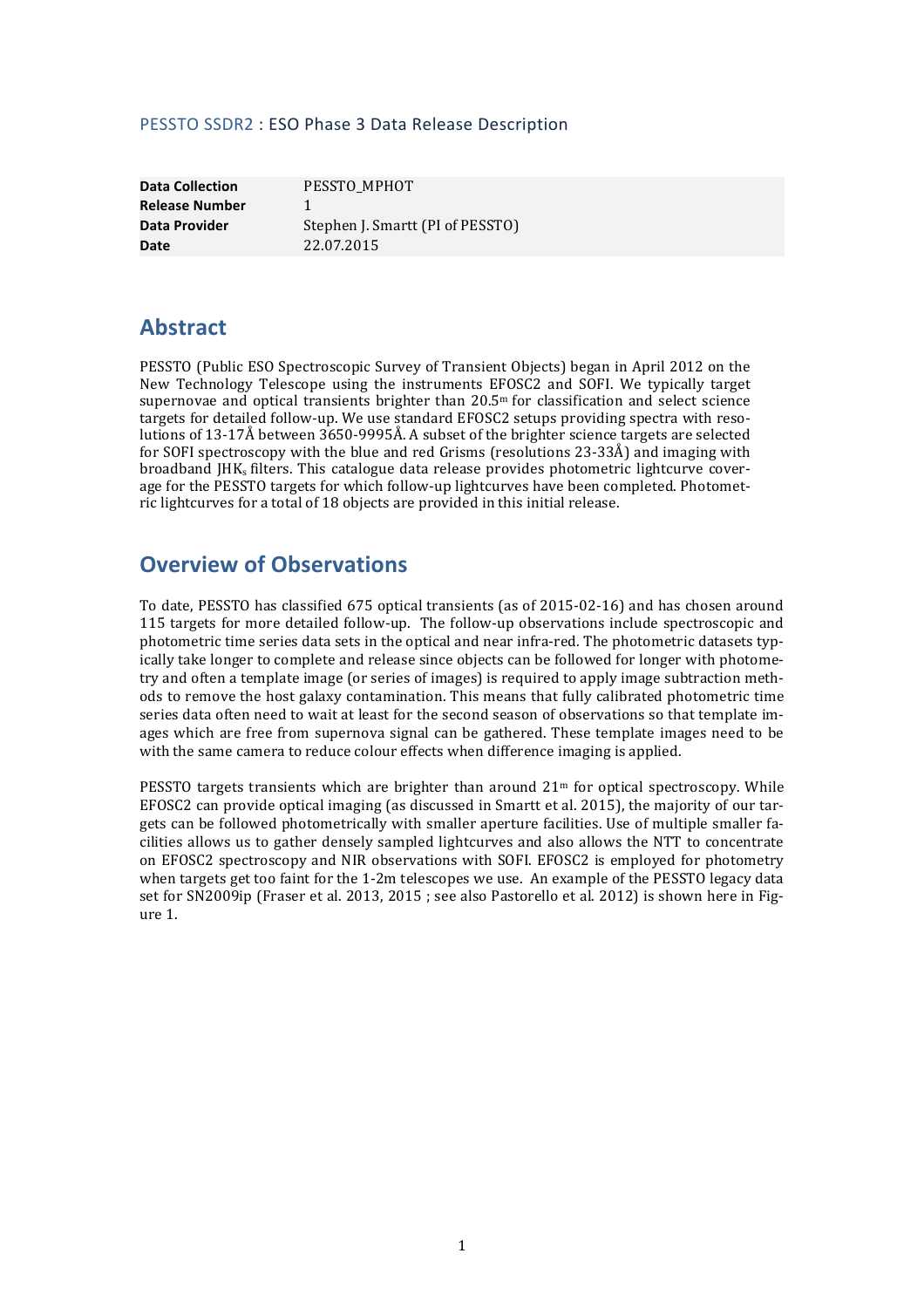PESSTO SSDR2 : ESO Phase 3 Data Release Description

| | |
|---|---|
| **Data Collection** | PESSTO_MPHOT |
| **Release Number** | 1 |
| **Data Provider** | Stephen J. Smartt (PI of PESSTO) |
| **Date** | 22.07.2015 |

## Abstract

PESSTO (Public ESO Spectroscopic Survey of Transient Objects) began in April 2012 on the New Technology Telescope using the instruments EFOSC2 and SOFI. We typically target supernovae and optical transients brighter than $20.5^m$ for classification and select science targets for detailed follow-up. We use standard EFOSC2 setups providing spectra with resolutions of 13-17Å between 3650-9995Å. A subset of the brighter science targets are selected for SOFI spectroscopy with the blue and red Grisms (resolutions 23-33Å) and imaging with broadband $JHK_s$ filters. This catalogue data release provides photometric lightcurve coverage for the PESSTO targets for which follow-up lightcurves have been completed. Photometric lightcurves for a total of 18 objects are provided in this initial release.

## Overview of Observations

To date, PESSTO has classified 675 optical transients (as of 2015-02-16) and has chosen around 115 targets for more detailed follow-up. The follow-up observations include spectroscopic and photometric time series data sets in the optical and near infra-red. The photometric datasets typically take longer to complete and release since objects can be followed for longer with photometry and often a template image (or series of images) is required to apply image subtraction methods to remove the host galaxy contamination. This means that fully calibrated photometric time series data often need to wait at least for the second season of observations so that template images which are free from supernova signal can be gathered. These template images need to be with the same camera to reduce colour effects when difference imaging is applied.

PESSTO targets transients which are brighter than around $21^m$ for optical spectroscopy. While EFOSC2 can provide optical imaging (as discussed in Smartt et al. 2015), the majority of our targets can be followed photometrically with smaller aperture facilities. Use of multiple smaller facilities allows us to gather densely sampled lightcurves and also allows the NTT to concentrate on EFOSC2 spectroscopy and NIR observations with SOFI. EFOSC2 is employed for photometry when targets get too faint for the 1-2m telescopes we use. An example of the PESSTO legacy data set for SN2009ip (Fraser et al. 2013, 2015 ; see also Pastorello et al. 2012) is shown here in Figure 1.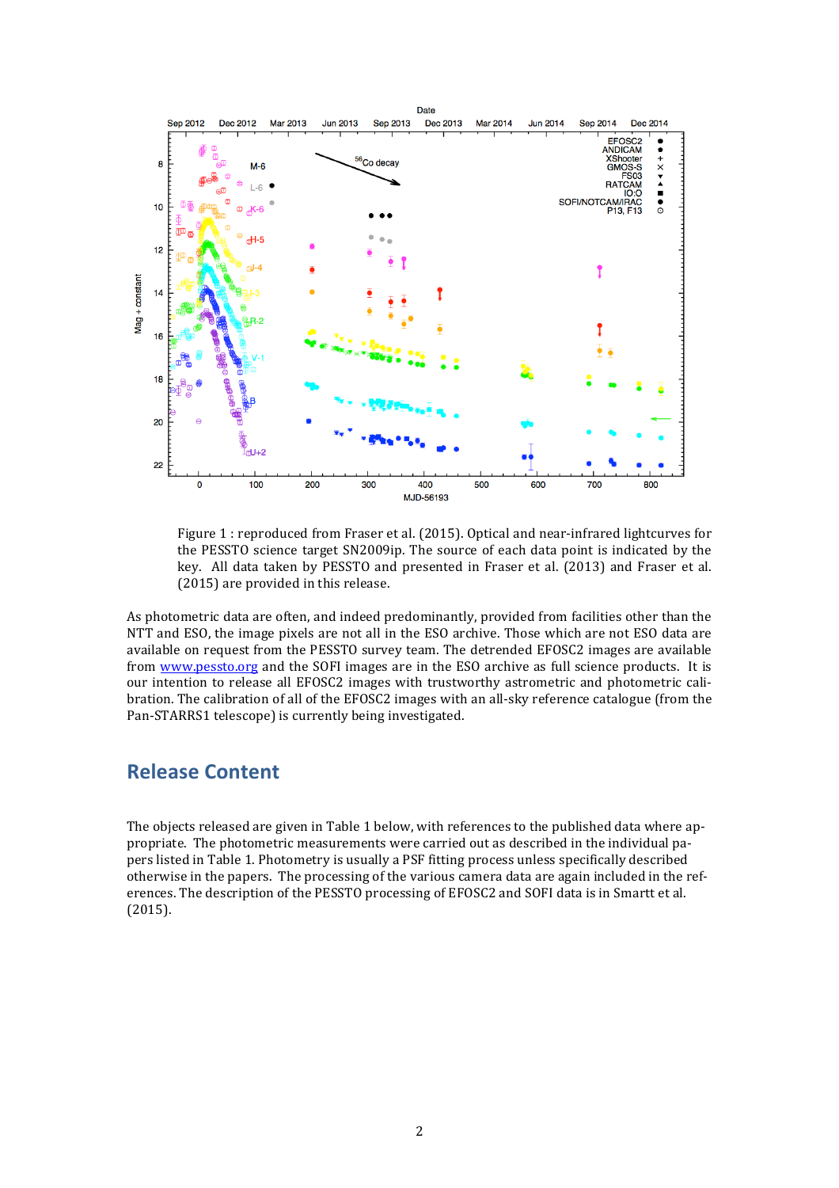Figure 1 : reproduced from Fraser et al. (2015). Optical and near-infrared lightcurves for the PESSTO science target SN2009ip. The source of each data point is indicated by the key. All data taken by PESSTO and presented in Fraser et al. (2013) and Fraser et al. (2015) are provided in this release.

As photometric data are often, and indeed predominantly, provided from facilities other than the NTT and ESO, the image pixels are not all in the ESO archive. Those which are not ESO data are available on request from the PESSTO survey team. The detrended EFOSC2 images are available from www.pessto.org and the SOFI images are in the ESO archive as full science products. It is our intention to release all EFOSC2 images with trustworthy astrometric and photometric calibration. The calibration of all of the EFOSC2 images with an all-sky reference catalogue (from the Pan-STARRS1 telescope) is currently being investigated.

## Release Content

The objects released are given in Table 1 below, with references to the published data where appropriate. The photometric measurements were carried out as described in the individual papers listed in Table 1. Photometry is usually a PSF fitting process unless specifically described otherwise in the papers. The processing of the various camera data are again included in the references. The description of the PESSTO processing of EFOSC2 and SOFI data is in Smartt et al. (2015).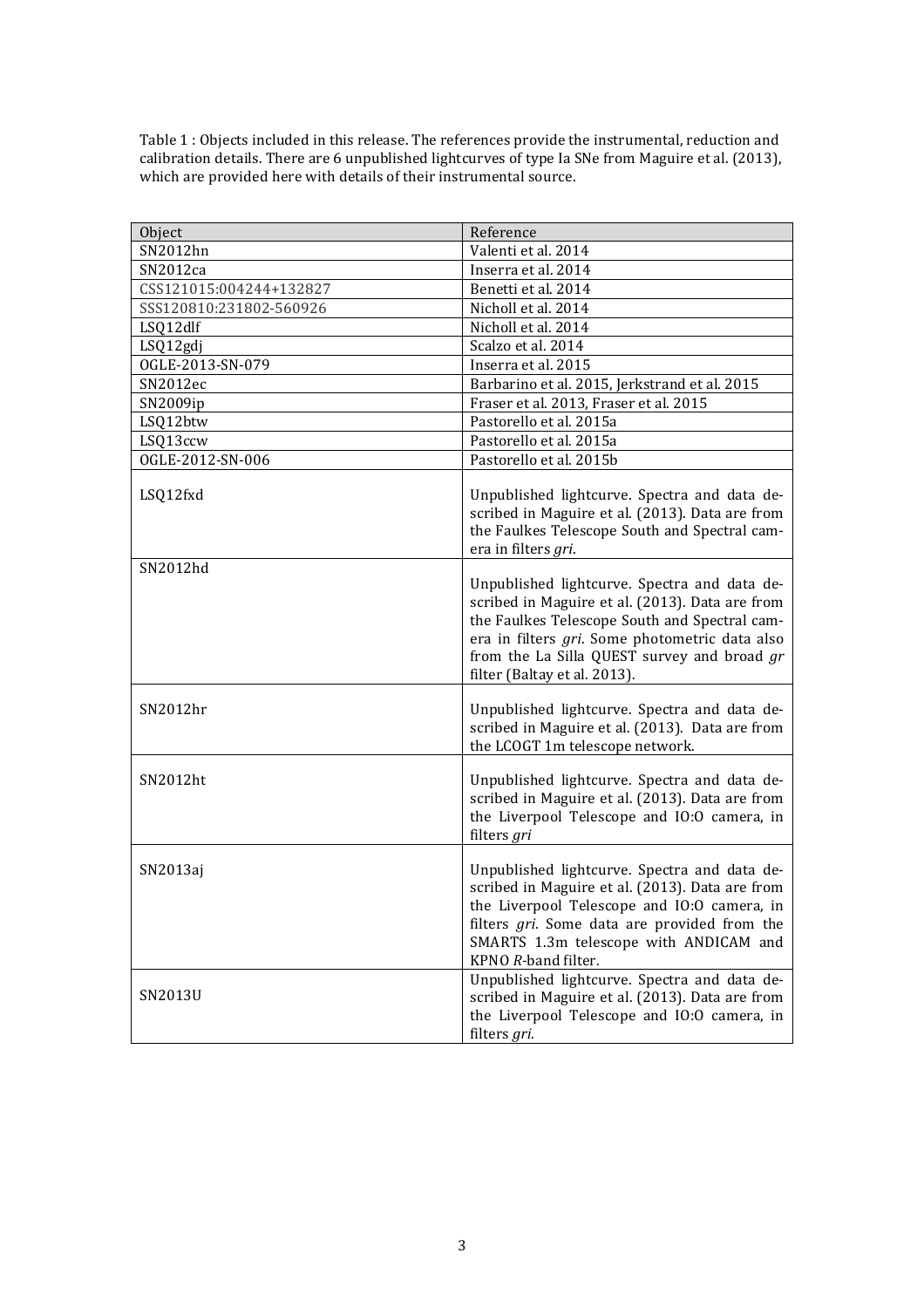Table 1 : Objects included in this release. The references provide the instrumental, reduction and calibration details. There are 6 unpublished lightcurves of type Ia SNe from Maguire et al. (2013), which are provided here with details of their instrumental source.

| Object | Reference |
|---|---|
| SN2012hn | Valenti et al. 2014 |
| SN2012ca | Inserra et al. 2014 |
| CSS121015:004244+132827 | Benetti et al. 2014 |
| SSS120810:231802-560926 | Nicholl et al. 2014 |
| LSQ12dlf | Nicholl et al. 2014 |
| LSQ12gdj | Scalzo et al. 2014 |
| OGLE-2013-SN-079 | Inserra et al. 2015 |
| SN2012ec | Barbarino et al. 2015, Jerkstrand et al. 2015 |
| SN2009ip | Fraser et al. 2013, Fraser et al. 2015 |
| LSQ12btw | Pastorello et al. 2015a |
| LSQ13ccw | Pastorello et al. 2015a |
| OGLE-2012-SN-006 | Pastorello et al. 2015b |
| LSQ12fxd | Unpublished lightcurve. Spectra and data described in Maguire et al. (2013). Data are from the Faulkes Telescope South and Spectral camera in filters *gri*. |
| SN2012hd | Unpublished lightcurve. Spectra and data described in Maguire et al. (2013). Data are from the Faulkes Telescope South and Spectral camera in filters *gri*. Some photometric data also from the La Silla QUEST survey and broad *gr* filter (Baltay et al. 2013). |
| SN2012hr | Unpublished lightcurve. Spectra and data described in Maguire et al. (2013). Data are from the LCOGT 1m telescope network. |
| SN2012ht | Unpublished lightcurve. Spectra and data described in Maguire et al. (2013). Data are from the Liverpool Telescope and IO:O camera, in filters *gri* |
| SN2013aj | Unpublished lightcurve. Spectra and data described in Maguire et al. (2013). Data are from the Liverpool Telescope and IO:O camera, in filters *gri*. Some data are provided from the SMARTS 1.3m telescope with ANDICAM and KPNO *R*-band filter. |
| SN2013U | Unpublished lightcurve. Spectra and data described in Maguire et al. (2013). Data are from the Liverpool Telescope and IO:O camera, in filters *gri*. |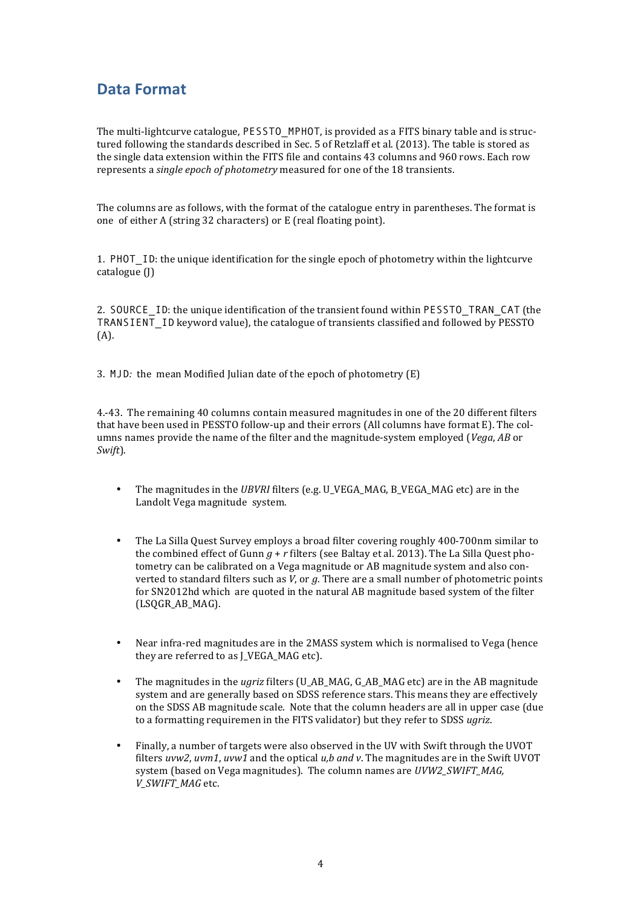## Data Format

The multi-lightcurve catalogue, PESSTO_MPHOT, is provided as a FITS binary table and is structured following the standards described in Sec. 5 of Retzlaff et al. (2013). The table is stored as the single data extension within the FITS file and contains 43 columns and 960 rows. Each row represents a *single epoch of photometry* measured for one of the 18 transients.

The columns are as follows, with the format of the catalogue entry in parentheses. The format is one of either A (string 32 characters) or E (real floating point).

1. PHOT_ID: the unique identification for the single epoch of photometry within the lightcurve catalogue (J)

2. SOURCE_ID: the unique identification of the transient found within PESSTO_TRAN_CAT (the TRANSIENT_ID keyword value), the catalogue of transients classified and followed by PESSTO (A).

3. MJD*:* the mean Modified Julian date of the epoch of photometry (E)

4.-43. The remaining 40 columns contain measured magnitudes in one of the 20 different filters that have been used in PESSTO follow-up and their errors (All columns have format E). The columns names provide the name of the filter and the magnitude-system employed (*Vega*, *AB* or *Swift*).

- The magnitudes in the *UBVRI* filters (e.g. U_VEGA_MAG, B_VEGA_MAG etc) are in the Landolt Vega magnitude system.
- The La Silla Quest Survey employs a broad filter covering roughly 400-700nm similar to the combined effect of Gunn *g* + *r* filters (see Baltay et al. 2013). The La Silla Quest photometry can be calibrated on a Vega magnitude or AB magnitude system and also converted to standard filters such as *V*, or *g*. There are a small number of photometric points for SN2012hd which are quoted in the natural AB magnitude based system of the filter (LSQGR_AB_MAG).
- Near infra-red magnitudes are in the 2MASS system which is normalised to Vega (hence they are referred to as J_VEGA_MAG etc).
- The magnitudes in the *ugriz* filters (U_AB_MAG, G_AB_MAG etc) are in the AB magnitude system and are generally based on SDSS reference stars. This means they are effectively on the SDSS AB magnitude scale. Note that the column headers are all in upper case (due to a formatting requiremen in the FITS validator) but they refer to SDSS *ugriz*.
- Finally, a number of targets were also observed in the UV with Swift through the UVOT filters *uvw2*, *uvm1*, *uvw1* and the optical *u,b and v*. The magnitudes are in the Swift UVOT system (based on Vega magnitudes). The column names are *UVW2_SWIFT_MAG, V_SWIFT_MAG* etc.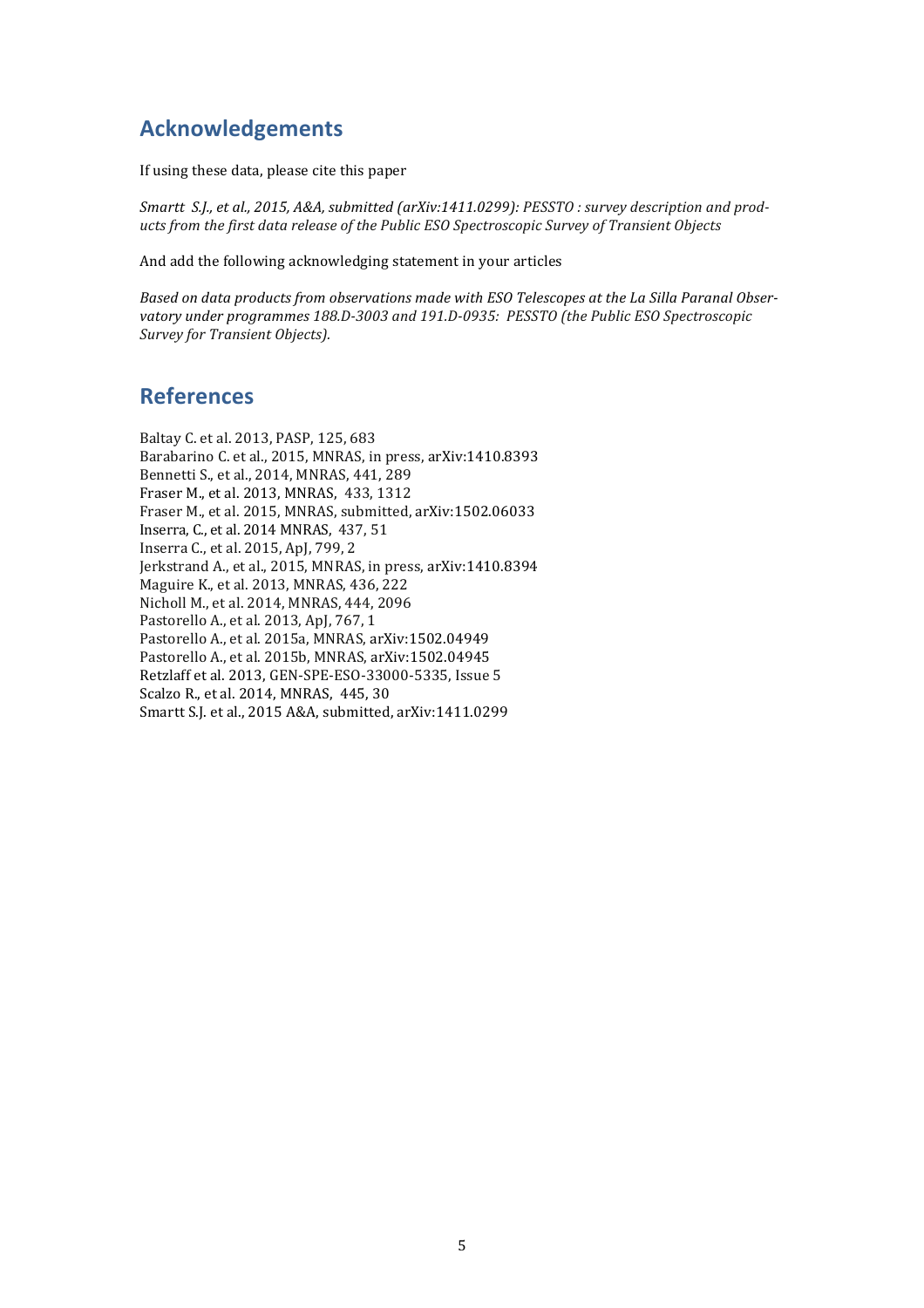## Acknowledgements

If using these data, please cite this paper

*Smartt S.J., et al., 2015, A&A, submitted (arXiv:1411.0299): PESSTO : survey description and products from the first data release of the Public ESO Spectroscopic Survey of Transient Objects*

And add the following acknowledging statement in your articles

*Based on data products from observations made with ESO Telescopes at the La Silla Paranal Observatory under programmes 188.D-3003 and 191.D-0935: PESSTO (the Public ESO Spectroscopic Survey for Transient Objects).*

## References

Baltay C. et al. 2013, PASP, 125, 683
Barabarino C. et al., 2015, MNRAS, in press, arXiv:1410.8393
Bennetti S., et al., 2014, MNRAS, 441, 289
Fraser M., et al. 2013, MNRAS, 433, 1312
Fraser M., et al. 2015, MNRAS, submitted, arXiv:1502.06033
Inserra, C., et al. 2014 MNRAS, 437, 51
Inserra C., et al. 2015, ApJ, 799, 2
Jerkstrand A., et al., 2015, MNRAS, in press, arXiv:1410.8394
Maguire K., et al. 2013, MNRAS, 436, 222
Nicholl M., et al. 2014, MNRAS, 444, 2096
Pastorello A., et al. 2013, ApJ, 767, 1
Pastorello A., et al. 2015a, MNRAS, arXiv:1502.04949
Pastorello A., et al. 2015b, MNRAS, arXiv:1502.04945
Retzlaff et al. 2013, GEN-SPE-ESO-33000-5335, Issue 5
Scalzo R., et al. 2014, MNRAS, 445, 30
Smartt S.J. et al., 2015 A&A, submitted, arXiv:1411.0299